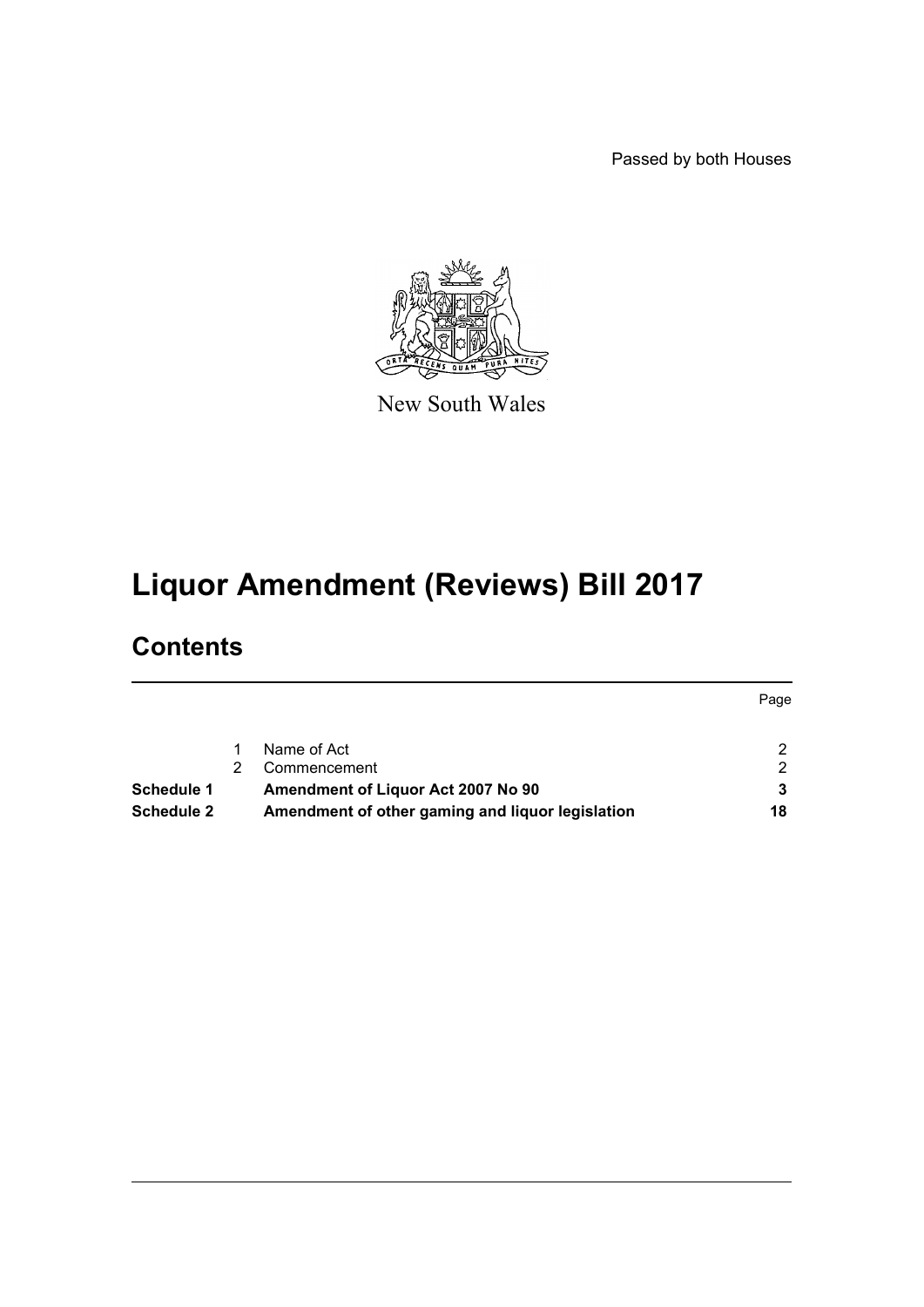Passed by both Houses

New South Wales

# Liquor Amendment (Reviews) Bill 2017

## Contents

| | | | Page |
|---|---|---|---|
| | 1 | Name of Act | 2 |
| | 2 | Commencement | 2 |
| **Schedule 1** | | **Amendment of Liquor Act 2007 No 90** | **3** |
| **Schedule 2** | | **Amendment of other gaming and liquor legislation** | **18** |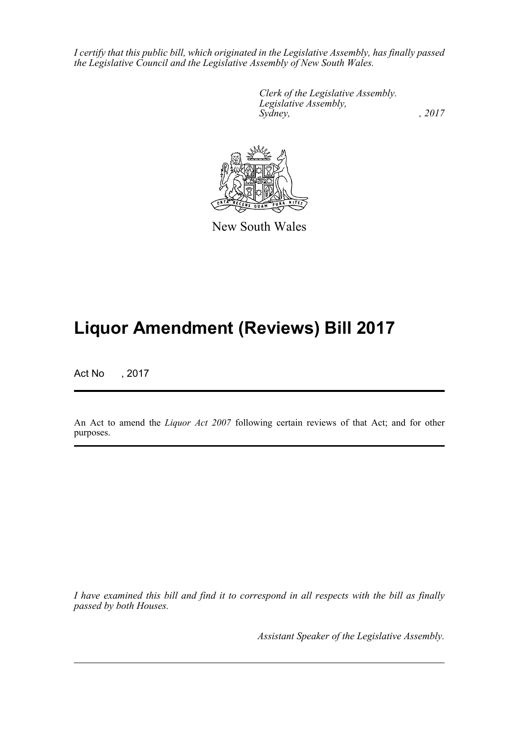*I certify that this public bill, which originated in the Legislative Assembly, has finally passed the Legislative Council and the Legislative Assembly of New South Wales.*

*Clerk of the Legislative Assembly.*
*Legislative Assembly,*
*Sydney, , 2017*

New South Wales

# Liquor Amendment (Reviews) Bill 2017

Act No , 2017

An Act to amend the *Liquor Act 2007* following certain reviews of that Act; and for other purposes.

*I have examined this bill and find it to correspond in all respects with the bill as finally passed by both Houses.*

*Assistant Speaker of the Legislative Assembly.*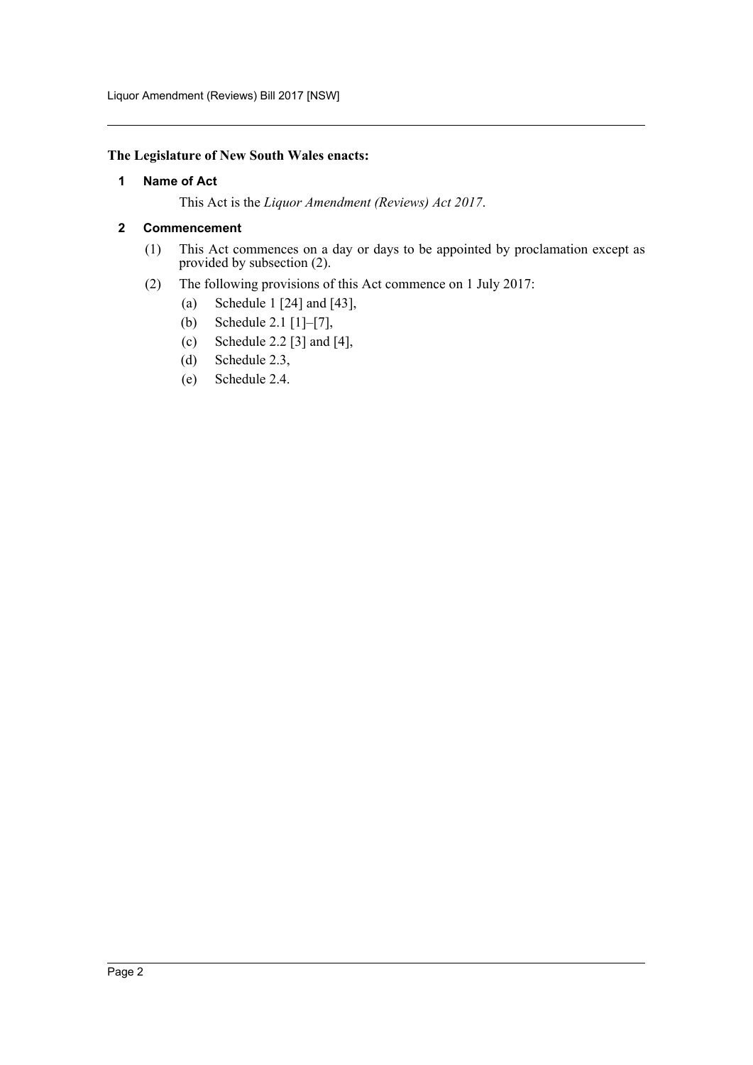**The Legislature of New South Wales enacts:**

## 1 Name of Act

This Act is the *Liquor Amendment (Reviews) Act 2017*.

## 2 Commencement

(1) This Act commences on a day or days to be appointed by proclamation except as provided by subsection (2).

(2) The following provisions of this Act commence on 1 July 2017:

(a) Schedule 1 [24] and [43],

(b) Schedule 2.1 [1]–[7],

(c) Schedule 2.2 [3] and [4],

(d) Schedule 2.3,

(e) Schedule 2.4.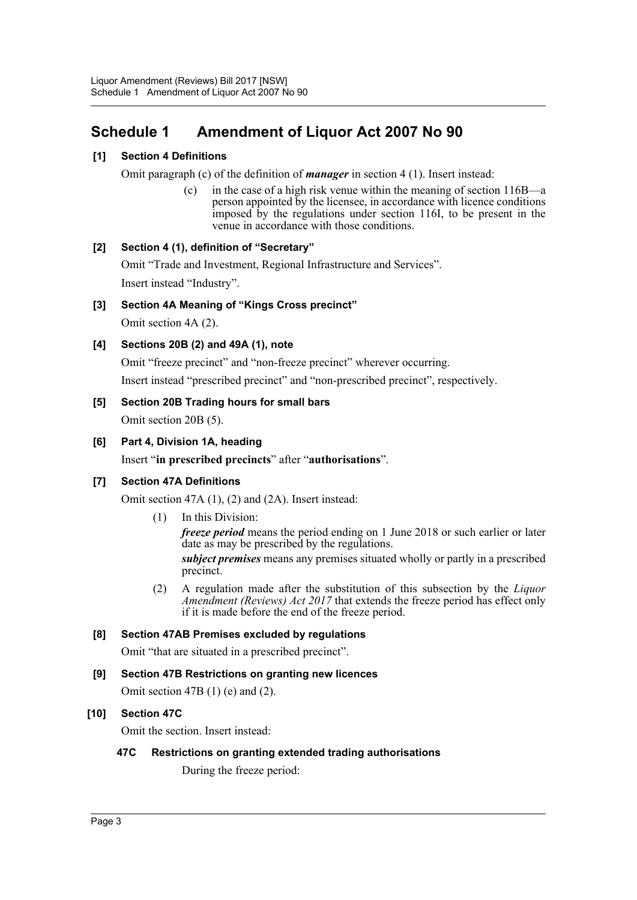# Schedule 1 Amendment of Liquor Act 2007 No 90

### [1] Section 4 Definitions

Omit paragraph (c) of the definition of ***manager*** in section 4 (1). Insert instead:

> (c) in the case of a high risk venue within the meaning of section 116B—a person appointed by the licensee, in accordance with licence conditions imposed by the regulations under section 116I, to be present in the venue in accordance with those conditions.

### [2] Section 4 (1), definition of "Secretary"

Omit "Trade and Investment, Regional Infrastructure and Services".

Insert instead "Industry".

### [3] Section 4A Meaning of "Kings Cross precinct"

Omit section 4A (2).

### [4] Sections 20B (2) and 49A (1), note

Omit "freeze precinct" and "non-freeze precinct" wherever occurring.

Insert instead "prescribed precinct" and "non-prescribed precinct", respectively.

### [5] Section 20B Trading hours for small bars

Omit section 20B (5).

### [6] Part 4, Division 1A, heading

Insert "**in prescribed precincts**" after "**authorisations**".

### [7] Section 47A Definitions

Omit section 47A (1), (2) and (2A). Insert instead:

> (1) In this Division:
>
> ***freeze period*** means the period ending on 1 June 2018 or such earlier or later date as may be prescribed by the regulations.
>
> ***subject premises*** means any premises situated wholly or partly in a prescribed precinct.
>
> (2) A regulation made after the substitution of this subsection by the *Liquor Amendment (Reviews) Act 2017* that extends the freeze period has effect only if it is made before the end of the freeze period.

### [8] Section 47AB Premises excluded by regulations

Omit "that are situated in a prescribed precinct".

### [9] Section 47B Restrictions on granting new licences

Omit section 47B (1) (e) and (2).

### [10] Section 47C

Omit the section. Insert instead:

> **47C Restrictions on granting extended trading authorisations**
>
> During the freeze period: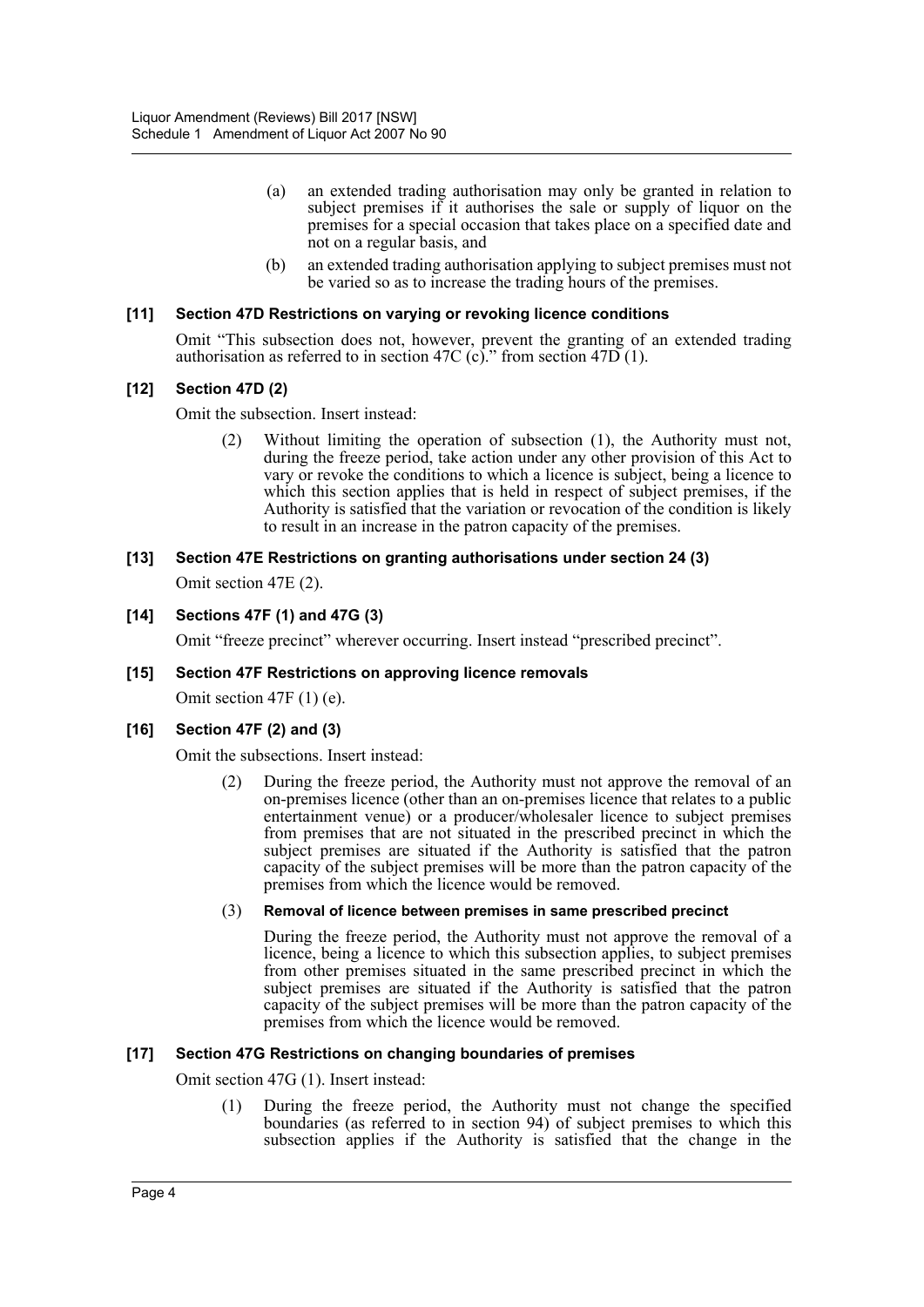(a) an extended trading authorisation may only be granted in relation to subject premises if it authorises the sale or supply of liquor on the premises for a special occasion that takes place on a specified date and not on a regular basis, and

(b) an extended trading authorisation applying to subject premises must not be varied so as to increase the trading hours of the premises.

**[11] Section 47D Restrictions on varying or revoking licence conditions**

Omit "This subsection does not, however, prevent the granting of an extended trading authorisation as referred to in section 47C (c)." from section 47D (1).

**[12] Section 47D (2)**

Omit the subsection. Insert instead:

(2) Without limiting the operation of subsection (1), the Authority must not, during the freeze period, take action under any other provision of this Act to vary or revoke the conditions to which a licence is subject, being a licence to which this section applies that is held in respect of subject premises, if the Authority is satisfied that the variation or revocation of the condition is likely to result in an increase in the patron capacity of the premises.

**[13] Section 47E Restrictions on granting authorisations under section 24 (3)**

Omit section 47E (2).

**[14] Sections 47F (1) and 47G (3)**

Omit "freeze precinct" wherever occurring. Insert instead "prescribed precinct".

**[15] Section 47F Restrictions on approving licence removals**

Omit section 47F (1) (e).

**[16] Section 47F (2) and (3)**

Omit the subsections. Insert instead:

(2) During the freeze period, the Authority must not approve the removal of an on-premises licence (other than an on-premises licence that relates to a public entertainment venue) or a producer/wholesaler licence to subject premises from premises that are not situated in the prescribed precinct in which the subject premises are situated if the Authority is satisfied that the patron capacity of the subject premises will be more than the patron capacity of the premises from which the licence would be removed.

(3) **Removal of licence between premises in same prescribed precinct**

During the freeze period, the Authority must not approve the removal of a licence, being a licence to which this subsection applies, to subject premises from other premises situated in the same prescribed precinct in which the subject premises are situated if the Authority is satisfied that the patron capacity of the subject premises will be more than the patron capacity of the premises from which the licence would be removed.

**[17] Section 47G Restrictions on changing boundaries of premises**

Omit section 47G (1). Insert instead:

(1) During the freeze period, the Authority must not change the specified boundaries (as referred to in section 94) of subject premises to which this subsection applies if the Authority is satisfied that the change in the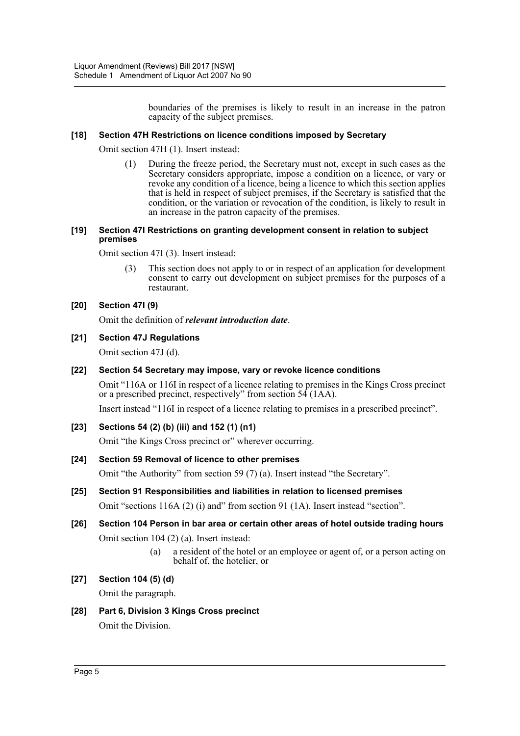boundaries of the premises is likely to result in an increase in the patron capacity of the subject premises.

**[18] Section 47H Restrictions on licence conditions imposed by Secretary**

Omit section 47H (1). Insert instead:

(1) During the freeze period, the Secretary must not, except in such cases as the Secretary considers appropriate, impose a condition on a licence, or vary or revoke any condition of a licence, being a licence to which this section applies that is held in respect of subject premises, if the Secretary is satisfied that the condition, or the variation or revocation of the condition, is likely to result in an increase in the patron capacity of the premises.

**[19] Section 47I Restrictions on granting development consent in relation to subject premises**

Omit section 47I (3). Insert instead:

(3) This section does not apply to or in respect of an application for development consent to carry out development on subject premises for the purposes of a restaurant.

**[20] Section 47I (9)**

Omit the definition of ***relevant introduction date***.

**[21] Section 47J Regulations**

Omit section 47J (d).

**[22] Section 54 Secretary may impose, vary or revoke licence conditions**

Omit "116A or 116I in respect of a licence relating to premises in the Kings Cross precinct or a prescribed precinct, respectively" from section 54 (1AA).

Insert instead "116I in respect of a licence relating to premises in a prescribed precinct".

**[23] Sections 54 (2) (b) (iii) and 152 (1) (n1)**

Omit "the Kings Cross precinct or" wherever occurring.

**[24] Section 59 Removal of licence to other premises**

Omit "the Authority" from section 59 (7) (a). Insert instead "the Secretary".

**[25] Section 91 Responsibilities and liabilities in relation to licensed premises**

Omit "sections 116A (2) (i) and" from section 91 (1A). Insert instead "section".

**[26] Section 104 Person in bar area or certain other areas of hotel outside trading hours**

Omit section 104 (2) (a). Insert instead:

(a) a resident of the hotel or an employee or agent of, or a person acting on behalf of, the hotelier, or

**[27] Section 104 (5) (d)**

Omit the paragraph.

**[28] Part 6, Division 3 Kings Cross precinct**

Omit the Division.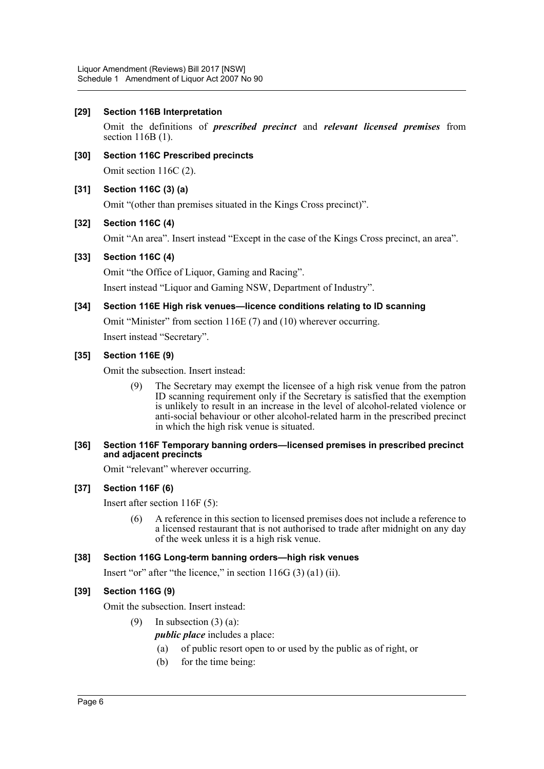**[29] Section 116B Interpretation**

Omit the definitions of ***prescribed precinct*** and ***relevant licensed premises*** from section 116B (1).

**[30] Section 116C Prescribed precincts**

Omit section 116C (2).

**[31] Section 116C (3) (a)**

Omit "(other than premises situated in the Kings Cross precinct)".

**[32] Section 116C (4)**

Omit "An area". Insert instead "Except in the case of the Kings Cross precinct, an area".

**[33] Section 116C (4)**

Omit "the Office of Liquor, Gaming and Racing".

Insert instead "Liquor and Gaming NSW, Department of Industry".

**[34] Section 116E High risk venues—licence conditions relating to ID scanning**

Omit "Minister" from section 116E (7) and (10) wherever occurring.

Insert instead "Secretary".

**[35] Section 116E (9)**

Omit the subsection. Insert instead:

> (9) The Secretary may exempt the licensee of a high risk venue from the patron ID scanning requirement only if the Secretary is satisfied that the exemption is unlikely to result in an increase in the level of alcohol-related violence or anti-social behaviour or other alcohol-related harm in the prescribed precinct in which the high risk venue is situated.

**[36] Section 116F Temporary banning orders—licensed premises in prescribed precinct and adjacent precincts**

Omit "relevant" wherever occurring.

**[37] Section 116F (6)**

Insert after section 116F (5):

> (6) A reference in this section to licensed premises does not include a reference to a licensed restaurant that is not authorised to trade after midnight on any day of the week unless it is a high risk venue.

**[38] Section 116G Long-term banning orders—high risk venues**

Insert "or" after "the licence," in section 116G (3) (a1) (ii).

**[39] Section 116G (9)**

Omit the subsection. Insert instead:

> (9) In subsection (3) (a):
>
> ***public place*** includes a place:
>
> (a) of public resort open to or used by the public as of right, or
>
> (b) for the time being: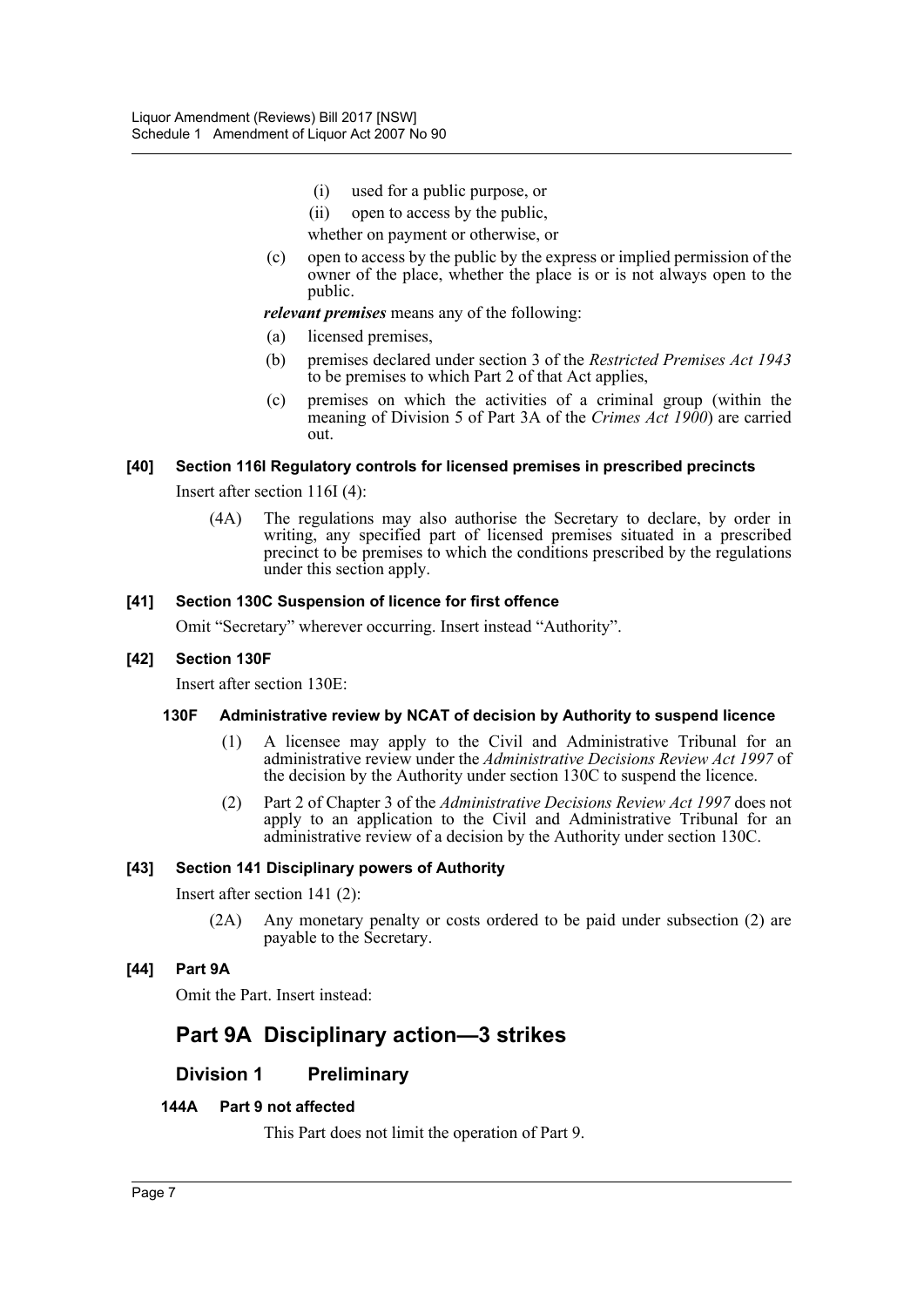(i) used for a public purpose, or

(ii) open to access by the public,

whether on payment or otherwise, or

(c) open to access by the public by the express or implied permission of the owner of the place, whether the place is or is not always open to the public.

***relevant premises*** means any of the following:

(a) licensed premises,

(b) premises declared under section 3 of the *Restricted Premises Act 1943* to be premises to which Part 2 of that Act applies,

(c) premises on which the activities of a criminal group (within the meaning of Division 5 of Part 3A of the *Crimes Act 1900*) are carried out.

#### [40] Section 116I Regulatory controls for licensed premises in prescribed precincts

Insert after section 116I (4):

(4A) The regulations may also authorise the Secretary to declare, by order in writing, any specified part of licensed premises situated in a prescribed precinct to be premises to which the conditions prescribed by the regulations under this section apply.

#### [41] Section 130C Suspension of licence for first offence

Omit "Secretary" wherever occurring. Insert instead "Authority".

#### [42] Section 130F

Insert after section 130E:

#### 130F Administrative review by NCAT of decision by Authority to suspend licence

(1) A licensee may apply to the Civil and Administrative Tribunal for an administrative review under the *Administrative Decisions Review Act 1997* of the decision by the Authority under section 130C to suspend the licence.

(2) Part 2 of Chapter 3 of the *Administrative Decisions Review Act 1997* does not apply to an application to the Civil and Administrative Tribunal for an administrative review of a decision by the Authority under section 130C.

#### [43] Section 141 Disciplinary powers of Authority

Insert after section 141 (2):

(2A) Any monetary penalty or costs ordered to be paid under subsection (2) are payable to the Secretary.

#### [44] Part 9A

Omit the Part. Insert instead:

# Part 9A Disciplinary action—3 strikes

## Division 1 Preliminary

#### 144A Part 9 not affected

This Part does not limit the operation of Part 9.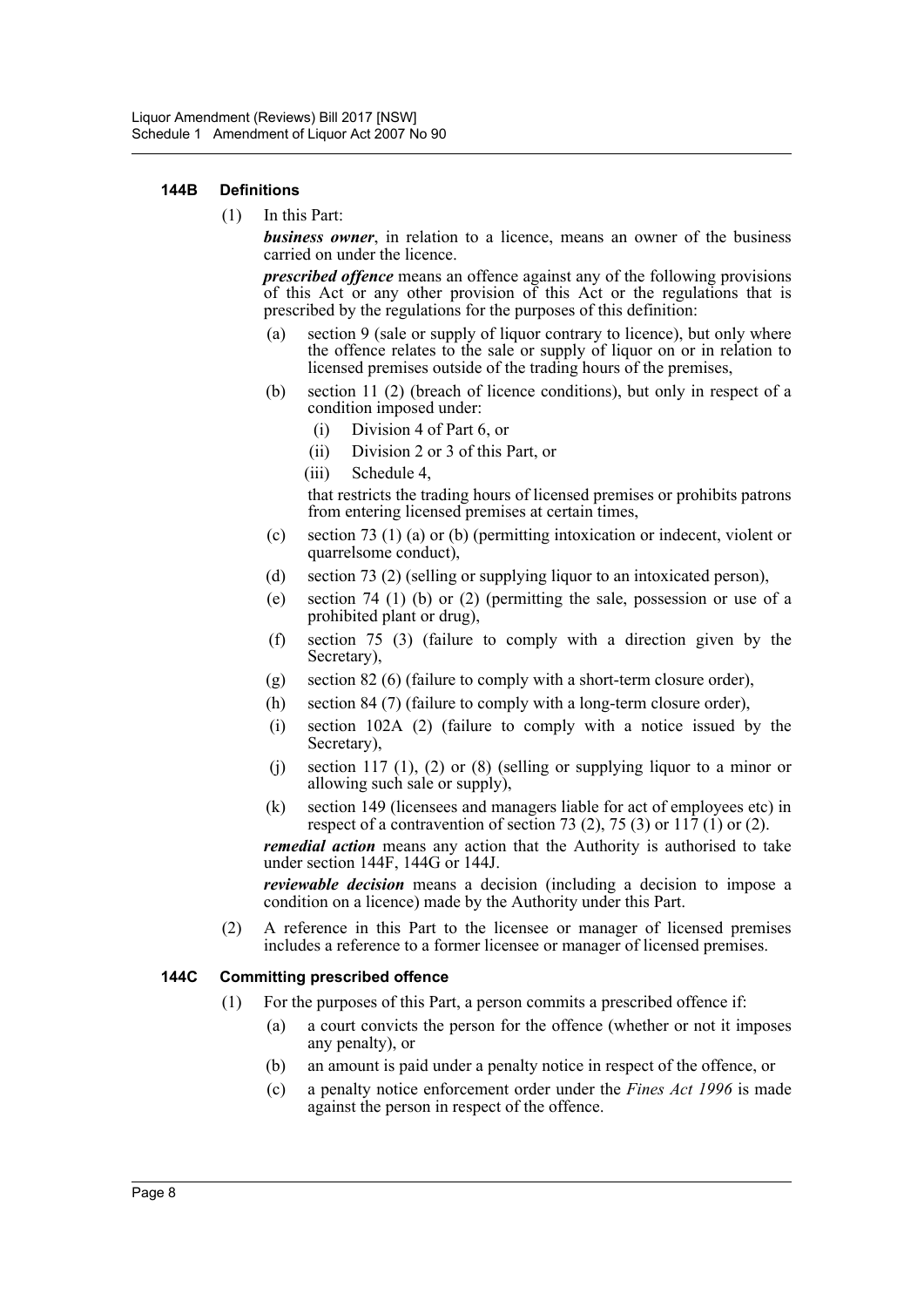#### 144B Definitions

(1) In this Part:

***business owner***, in relation to a licence, means an owner of the business carried on under the licence.

***prescribed offence*** means an offence against any of the following provisions of this Act or any other provision of this Act or the regulations that is prescribed by the regulations for the purposes of this definition:

(a) section 9 (sale or supply of liquor contrary to licence), but only where the offence relates to the sale or supply of liquor on or in relation to licensed premises outside of the trading hours of the premises,

(b) section 11 (2) (breach of licence conditions), but only in respect of a condition imposed under:

(i) Division 4 of Part 6, or

(ii) Division 2 or 3 of this Part, or

(iii) Schedule 4,

that restricts the trading hours of licensed premises or prohibits patrons from entering licensed premises at certain times,

(c) section 73 (1) (a) or (b) (permitting intoxication or indecent, violent or quarrelsome conduct),

(d) section 73 (2) (selling or supplying liquor to an intoxicated person),

(e) section 74 (1) (b) or (2) (permitting the sale, possession or use of a prohibited plant or drug),

(f) section 75 (3) (failure to comply with a direction given by the Secretary),

(g) section 82 (6) (failure to comply with a short-term closure order),

(h) section 84 (7) (failure to comply with a long-term closure order),

(i) section 102A (2) (failure to comply with a notice issued by the Secretary),

(j) section 117 (1), (2) or (8) (selling or supplying liquor to a minor or allowing such sale or supply),

(k) section 149 (licensees and managers liable for act of employees etc) in respect of a contravention of section 73 (2), 75 (3) or 117 (1) or (2).

***remedial action*** means any action that the Authority is authorised to take under section 144F, 144G or 144J.

***reviewable decision*** means a decision (including a decision to impose a condition on a licence) made by the Authority under this Part.

(2) A reference in this Part to the licensee or manager of licensed premises includes a reference to a former licensee or manager of licensed premises.

#### 144C Committing prescribed offence

(1) For the purposes of this Part, a person commits a prescribed offence if:

(a) a court convicts the person for the offence (whether or not it imposes any penalty), or

(b) an amount is paid under a penalty notice in respect of the offence, or

(c) a penalty notice enforcement order under the *Fines Act 1996* is made against the person in respect of the offence.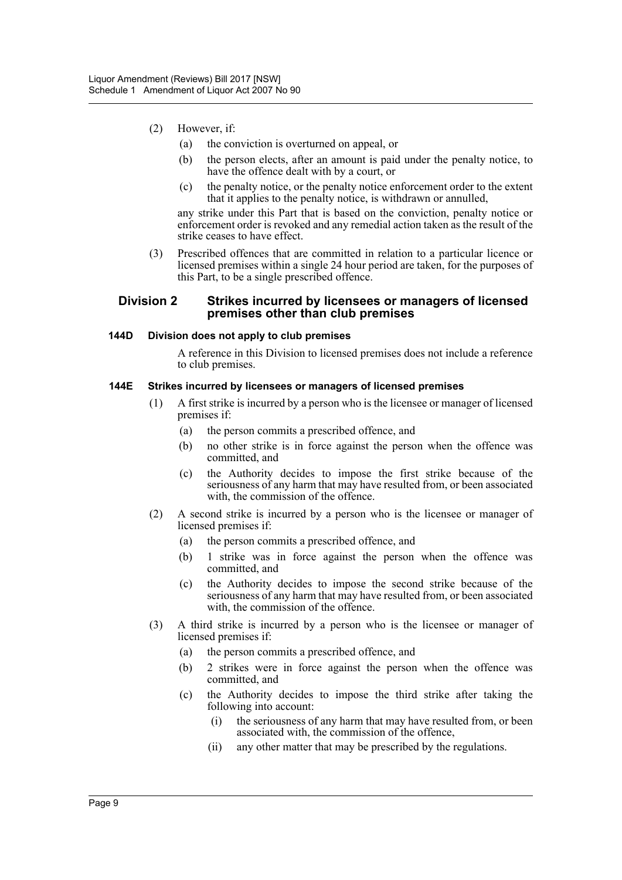(2) However, if:

(a) the conviction is overturned on appeal, or

(b) the person elects, after an amount is paid under the penalty notice, to have the offence dealt with by a court, or

(c) the penalty notice, or the penalty notice enforcement order to the extent that it applies to the penalty notice, is withdrawn or annulled,

any strike under this Part that is based on the conviction, penalty notice or enforcement order is revoked and any remedial action taken as the result of the strike ceases to have effect.

(3) Prescribed offences that are committed in relation to a particular licence or licensed premises within a single 24 hour period are taken, for the purposes of this Part, to be a single prescribed offence.

## Division 2 Strikes incurred by licensees or managers of licensed premises other than club premises

#### 144D Division does not apply to club premises

A reference in this Division to licensed premises does not include a reference to club premises.

#### 144E Strikes incurred by licensees or managers of licensed premises

(1) A first strike is incurred by a person who is the licensee or manager of licensed premises if:

(a) the person commits a prescribed offence, and

(b) no other strike is in force against the person when the offence was committed, and

(c) the Authority decides to impose the first strike because of the seriousness of any harm that may have resulted from, or been associated with, the commission of the offence.

(2) A second strike is incurred by a person who is the licensee or manager of licensed premises if:

(a) the person commits a prescribed offence, and

(b) 1 strike was in force against the person when the offence was committed, and

(c) the Authority decides to impose the second strike because of the seriousness of any harm that may have resulted from, or been associated with, the commission of the offence.

(3) A third strike is incurred by a person who is the licensee or manager of licensed premises if:

(a) the person commits a prescribed offence, and

(b) 2 strikes were in force against the person when the offence was committed, and

(c) the Authority decides to impose the third strike after taking the following into account:

(i) the seriousness of any harm that may have resulted from, or been associated with, the commission of the offence,

(ii) any other matter that may be prescribed by the regulations.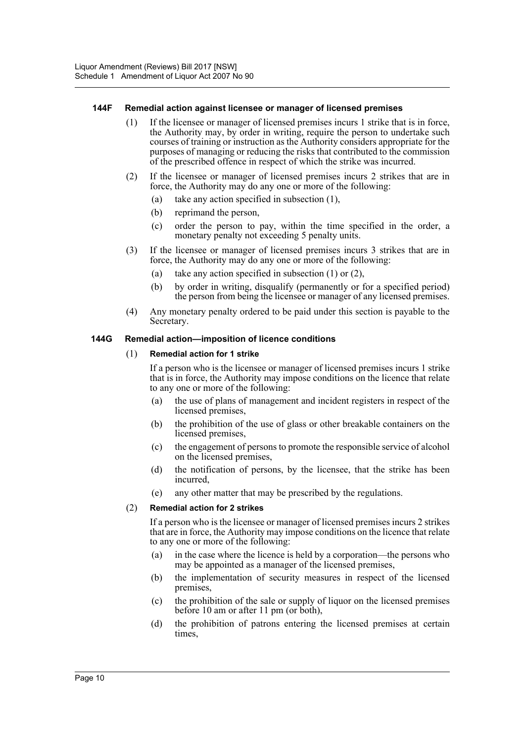#### 144F Remedial action against licensee or manager of licensed premises

(1) If the licensee or manager of licensed premises incurs 1 strike that is in force, the Authority may, by order in writing, require the person to undertake such courses of training or instruction as the Authority considers appropriate for the purposes of managing or reducing the risks that contributed to the commission of the prescribed offence in respect of which the strike was incurred.

(2) If the licensee or manager of licensed premises incurs 2 strikes that are in force, the Authority may do any one or more of the following:

(a) take any action specified in subsection (1),

(b) reprimand the person,

(c) order the person to pay, within the time specified in the order, a monetary penalty not exceeding 5 penalty units.

(3) If the licensee or manager of licensed premises incurs 3 strikes that are in force, the Authority may do any one or more of the following:

(a) take any action specified in subsection (1) or (2),

(b) by order in writing, disqualify (permanently or for a specified period) the person from being the licensee or manager of any licensed premises.

(4) Any monetary penalty ordered to be paid under this section is payable to the Secretary.

#### 144G Remedial action—imposition of licence conditions

(1) **Remedial action for 1 strike**

If a person who is the licensee or manager of licensed premises incurs 1 strike that is in force, the Authority may impose conditions on the licence that relate to any one or more of the following:

(a) the use of plans of management and incident registers in respect of the licensed premises,

(b) the prohibition of the use of glass or other breakable containers on the licensed premises,

(c) the engagement of persons to promote the responsible service of alcohol on the licensed premises,

(d) the notification of persons, by the licensee, that the strike has been incurred,

(e) any other matter that may be prescribed by the regulations.

(2) **Remedial action for 2 strikes**

If a person who is the licensee or manager of licensed premises incurs 2 strikes that are in force, the Authority may impose conditions on the licence that relate to any one or more of the following:

(a) in the case where the licence is held by a corporation—the persons who may be appointed as a manager of the licensed premises,

(b) the implementation of security measures in respect of the licensed premises,

(c) the prohibition of the sale or supply of liquor on the licensed premises before 10 am or after 11 pm (or both),

(d) the prohibition of patrons entering the licensed premises at certain times,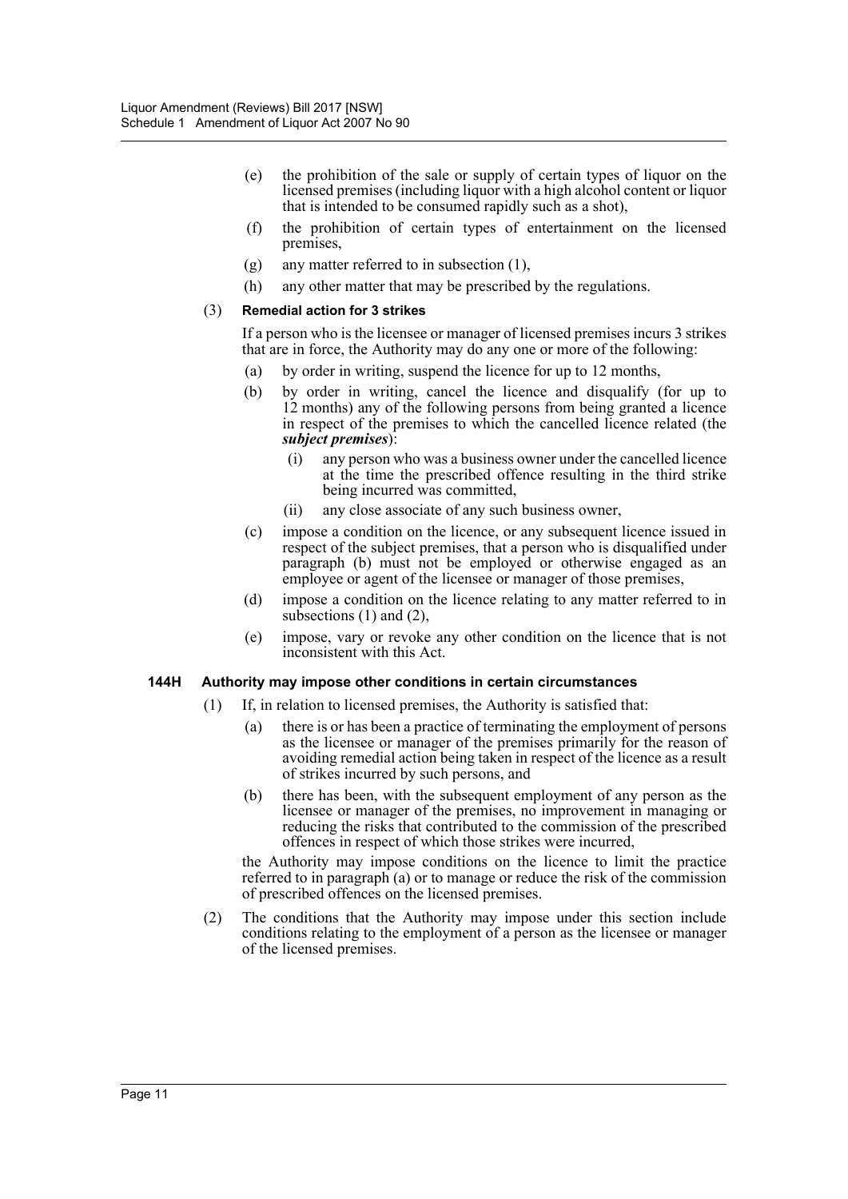(e) the prohibition of the sale or supply of certain types of liquor on the licensed premises (including liquor with a high alcohol content or liquor that is intended to be consumed rapidly such as a shot),

(f) the prohibition of certain types of entertainment on the licensed premises,

(g) any matter referred to in subsection (1),

(h) any other matter that may be prescribed by the regulations.

(3) **Remedial action for 3 strikes**

If a person who is the licensee or manager of licensed premises incurs 3 strikes that are in force, the Authority may do any one or more of the following:

(a) by order in writing, suspend the licence for up to 12 months,

(b) by order in writing, cancel the licence and disqualify (for up to 12 months) any of the following persons from being granted a licence in respect of the premises to which the cancelled licence related (the ***subject premises***):

(i) any person who was a business owner under the cancelled licence at the time the prescribed offence resulting in the third strike being incurred was committed,

(ii) any close associate of any such business owner,

(c) impose a condition on the licence, or any subsequent licence issued in respect of the subject premises, that a person who is disqualified under paragraph (b) must not be employed or otherwise engaged as an employee or agent of the licensee or manager of those premises,

(d) impose a condition on the licence relating to any matter referred to in subsections (1) and (2),

(e) impose, vary or revoke any other condition on the licence that is not inconsistent with this Act.

**144H Authority may impose other conditions in certain circumstances**

(1) If, in relation to licensed premises, the Authority is satisfied that:

(a) there is or has been a practice of terminating the employment of persons as the licensee or manager of the premises primarily for the reason of avoiding remedial action being taken in respect of the licence as a result of strikes incurred by such persons, and

(b) there has been, with the subsequent employment of any person as the licensee or manager of the premises, no improvement in managing or reducing the risks that contributed to the commission of the prescribed offences in respect of which those strikes were incurred,

the Authority may impose conditions on the licence to limit the practice referred to in paragraph (a) or to manage or reduce the risk of the commission of prescribed offences on the licensed premises.

(2) The conditions that the Authority may impose under this section include conditions relating to the employment of a person as the licensee or manager of the licensed premises.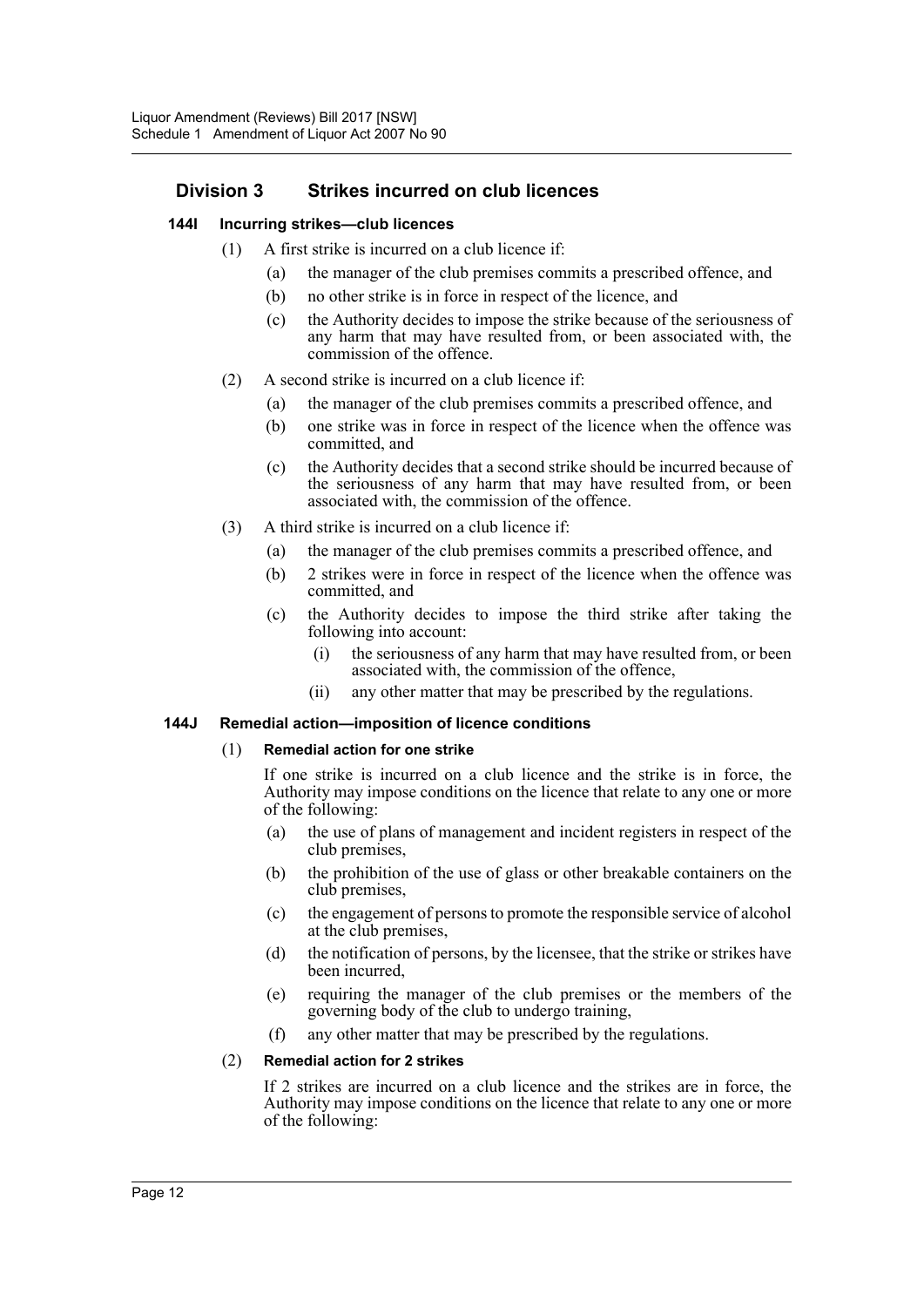## Division 3 Strikes incurred on club licences

### 144I Incurring strikes—club licences

(1) A first strike is incurred on a club licence if:

(a) the manager of the club premises commits a prescribed offence, and

(b) no other strike is in force in respect of the licence, and

(c) the Authority decides to impose the strike because of the seriousness of any harm that may have resulted from, or been associated with, the commission of the offence.

(2) A second strike is incurred on a club licence if:

(a) the manager of the club premises commits a prescribed offence, and

(b) one strike was in force in respect of the licence when the offence was committed, and

(c) the Authority decides that a second strike should be incurred because of the seriousness of any harm that may have resulted from, or been associated with, the commission of the offence.

(3) A third strike is incurred on a club licence if:

(a) the manager of the club premises commits a prescribed offence, and

(b) 2 strikes were in force in respect of the licence when the offence was committed, and

(c) the Authority decides to impose the third strike after taking the following into account:

(i) the seriousness of any harm that may have resulted from, or been associated with, the commission of the offence,

(ii) any other matter that may be prescribed by the regulations.

### 144J Remedial action—imposition of licence conditions

(1) **Remedial action for one strike**

If one strike is incurred on a club licence and the strike is in force, the Authority may impose conditions on the licence that relate to any one or more of the following:

(a) the use of plans of management and incident registers in respect of the club premises,

(b) the prohibition of the use of glass or other breakable containers on the club premises,

(c) the engagement of persons to promote the responsible service of alcohol at the club premises,

(d) the notification of persons, by the licensee, that the strike or strikes have been incurred,

(e) requiring the manager of the club premises or the members of the governing body of the club to undergo training,

(f) any other matter that may be prescribed by the regulations.

(2) **Remedial action for 2 strikes**

If 2 strikes are incurred on a club licence and the strikes are in force, the Authority may impose conditions on the licence that relate to any one or more of the following: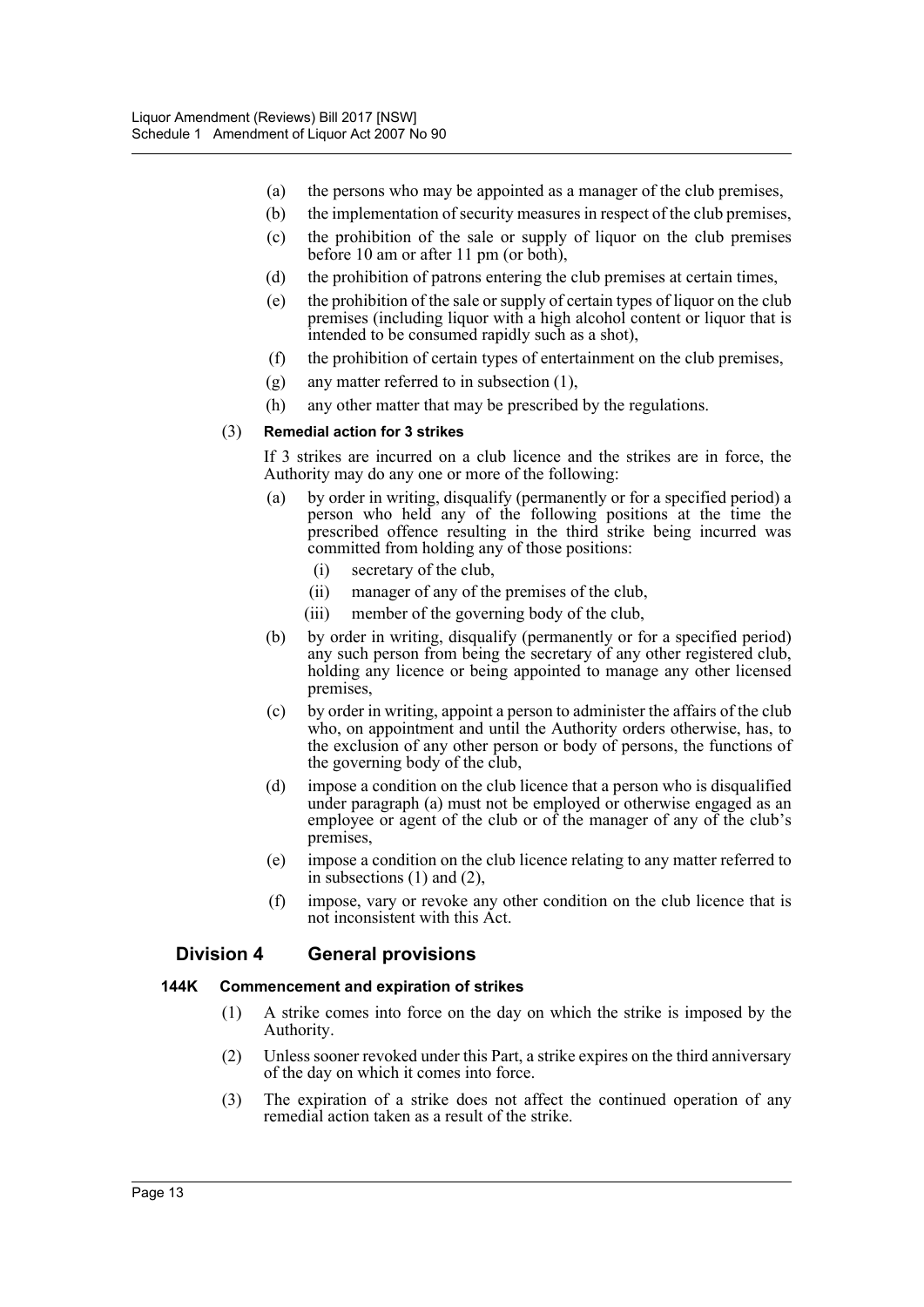(a) the persons who may be appointed as a manager of the club premises,

(b) the implementation of security measures in respect of the club premises,

(c) the prohibition of the sale or supply of liquor on the club premises before 10 am or after 11 pm (or both),

(d) the prohibition of patrons entering the club premises at certain times,

(e) the prohibition of the sale or supply of certain types of liquor on the club premises (including liquor with a high alcohol content or liquor that is intended to be consumed rapidly such as a shot),

(f) the prohibition of certain types of entertainment on the club premises,

(g) any matter referred to in subsection (1),

(h) any other matter that may be prescribed by the regulations.

(3) **Remedial action for 3 strikes**

If 3 strikes are incurred on a club licence and the strikes are in force, the Authority may do any one or more of the following:

(a) by order in writing, disqualify (permanently or for a specified period) a person who held any of the following positions at the time the prescribed offence resulting in the third strike being incurred was committed from holding any of those positions:

(i) secretary of the club,

(ii) manager of any of the premises of the club,

(iii) member of the governing body of the club,

(b) by order in writing, disqualify (permanently or for a specified period) any such person from being the secretary of any other registered club, holding any licence or being appointed to manage any other licensed premises,

(c) by order in writing, appoint a person to administer the affairs of the club who, on appointment and until the Authority orders otherwise, has, to the exclusion of any other person or body of persons, the functions of the governing body of the club,

(d) impose a condition on the club licence that a person who is disqualified under paragraph (a) must not be employed or otherwise engaged as an employee or agent of the club or of the manager of any of the club's premises,

(e) impose a condition on the club licence relating to any matter referred to in subsections (1) and (2),

(f) impose, vary or revoke any other condition on the club licence that is not inconsistent with this Act.

## Division 4 General provisions

### 144K Commencement and expiration of strikes

(1) A strike comes into force on the day on which the strike is imposed by the Authority.

(2) Unless sooner revoked under this Part, a strike expires on the third anniversary of the day on which it comes into force.

(3) The expiration of a strike does not affect the continued operation of any remedial action taken as a result of the strike.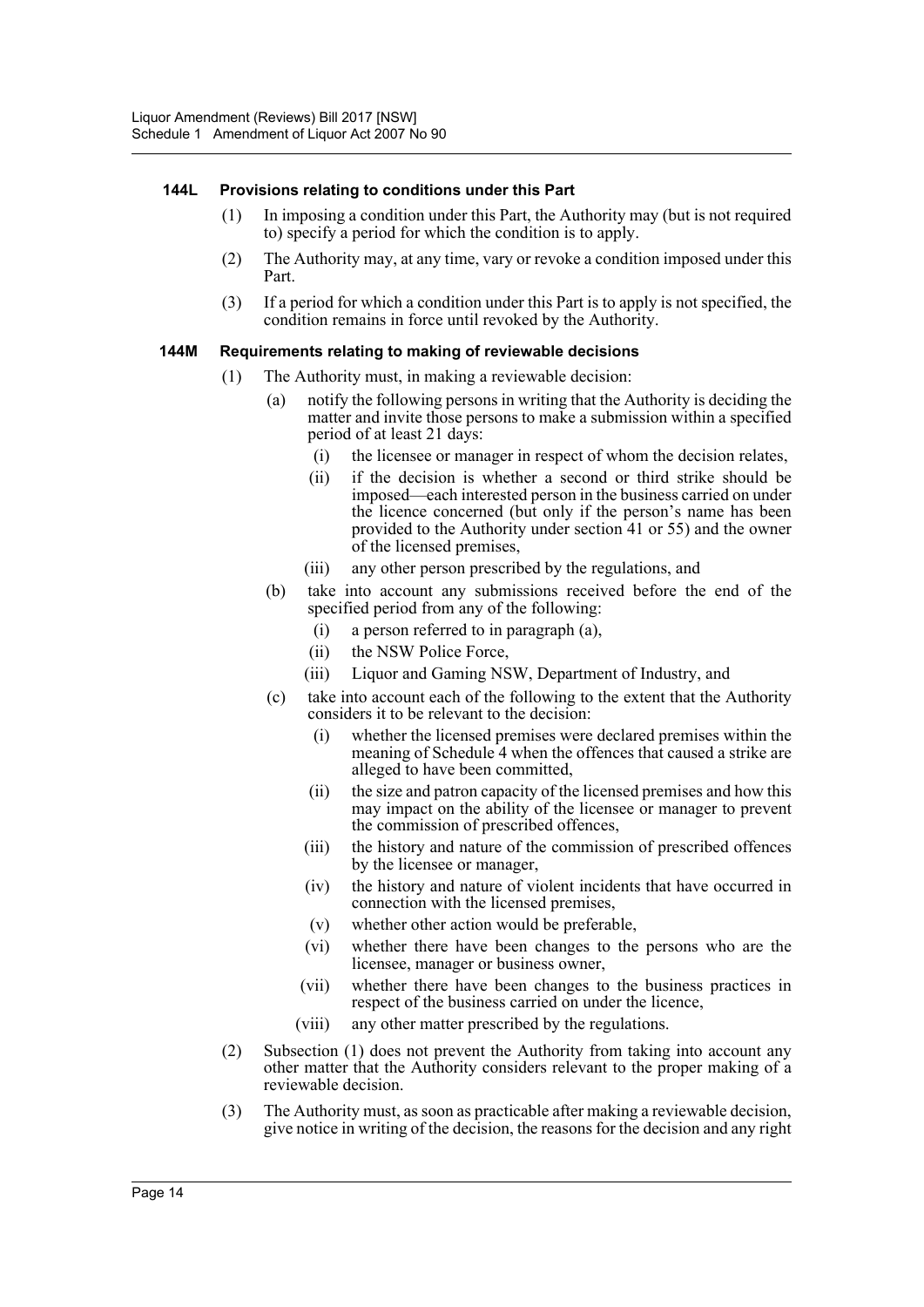#### 144L Provisions relating to conditions under this Part

(1) In imposing a condition under this Part, the Authority may (but is not required to) specify a period for which the condition is to apply.

(2) The Authority may, at any time, vary or revoke a condition imposed under this Part.

(3) If a period for which a condition under this Part is to apply is not specified, the condition remains in force until revoked by the Authority.

#### 144M Requirements relating to making of reviewable decisions

(1) The Authority must, in making a reviewable decision:

- (a) notify the following persons in writing that the Authority is deciding the matter and invite those persons to make a submission within a specified period of at least 21 days:
  - (i) the licensee or manager in respect of whom the decision relates,
  - (ii) if the decision is whether a second or third strike should be imposed—each interested person in the business carried on under the licence concerned (but only if the person's name has been provided to the Authority under section 41 or 55) and the owner of the licensed premises,
  - (iii) any other person prescribed by the regulations, and
- (b) take into account any submissions received before the end of the specified period from any of the following:
  - (i) a person referred to in paragraph (a),
  - (ii) the NSW Police Force,
  - (iii) Liquor and Gaming NSW, Department of Industry, and
- (c) take into account each of the following to the extent that the Authority considers it to be relevant to the decision:
  - (i) whether the licensed premises were declared premises within the meaning of Schedule 4 when the offences that caused a strike are alleged to have been committed,
  - (ii) the size and patron capacity of the licensed premises and how this may impact on the ability of the licensee or manager to prevent the commission of prescribed offences,
  - (iii) the history and nature of the commission of prescribed offences by the licensee or manager,
  - (iv) the history and nature of violent incidents that have occurred in connection with the licensed premises,
  - (v) whether other action would be preferable,
  - (vi) whether there have been changes to the persons who are the licensee, manager or business owner,
  - (vii) whether there have been changes to the business practices in respect of the business carried on under the licence,
  - (viii) any other matter prescribed by the regulations.

(2) Subsection (1) does not prevent the Authority from taking into account any other matter that the Authority considers relevant to the proper making of a reviewable decision.

(3) The Authority must, as soon as practicable after making a reviewable decision, give notice in writing of the decision, the reasons for the decision and any right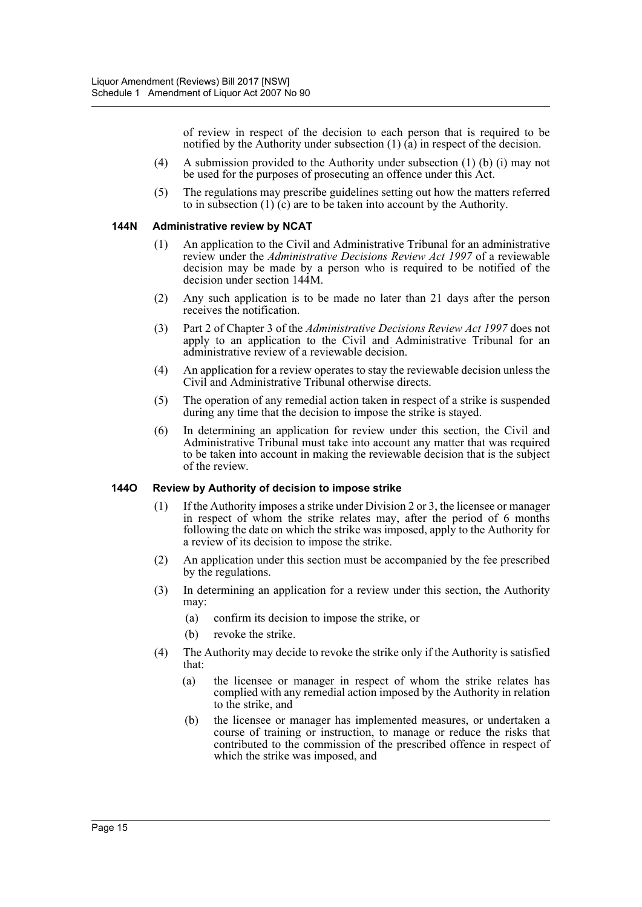of review in respect of the decision to each person that is required to be notified by the Authority under subsection (1) (a) in respect of the decision.

(4) A submission provided to the Authority under subsection (1) (b) (i) may not be used for the purposes of prosecuting an offence under this Act.

(5) The regulations may prescribe guidelines setting out how the matters referred to in subsection (1) (c) are to be taken into account by the Authority.

#### 144N Administrative review by NCAT

(1) An application to the Civil and Administrative Tribunal for an administrative review under the *Administrative Decisions Review Act 1997* of a reviewable decision may be made by a person who is required to be notified of the decision under section 144M.

(2) Any such application is to be made no later than 21 days after the person receives the notification.

(3) Part 2 of Chapter 3 of the *Administrative Decisions Review Act 1997* does not apply to an application to the Civil and Administrative Tribunal for an administrative review of a reviewable decision.

(4) An application for a review operates to stay the reviewable decision unless the Civil and Administrative Tribunal otherwise directs.

(5) The operation of any remedial action taken in respect of a strike is suspended during any time that the decision to impose the strike is stayed.

(6) In determining an application for review under this section, the Civil and Administrative Tribunal must take into account any matter that was required to be taken into account in making the reviewable decision that is the subject of the review.

#### 144O Review by Authority of decision to impose strike

(1) If the Authority imposes a strike under Division 2 or 3, the licensee or manager in respect of whom the strike relates may, after the period of 6 months following the date on which the strike was imposed, apply to the Authority for a review of its decision to impose the strike.

(2) An application under this section must be accompanied by the fee prescribed by the regulations.

(3) In determining an application for a review under this section, the Authority may:

(a) confirm its decision to impose the strike, or

(b) revoke the strike.

(4) The Authority may decide to revoke the strike only if the Authority is satisfied that:

(a) the licensee or manager in respect of whom the strike relates has complied with any remedial action imposed by the Authority in relation to the strike, and

(b) the licensee or manager has implemented measures, or undertaken a course of training or instruction, to manage or reduce the risks that contributed to the commission of the prescribed offence in respect of which the strike was imposed, and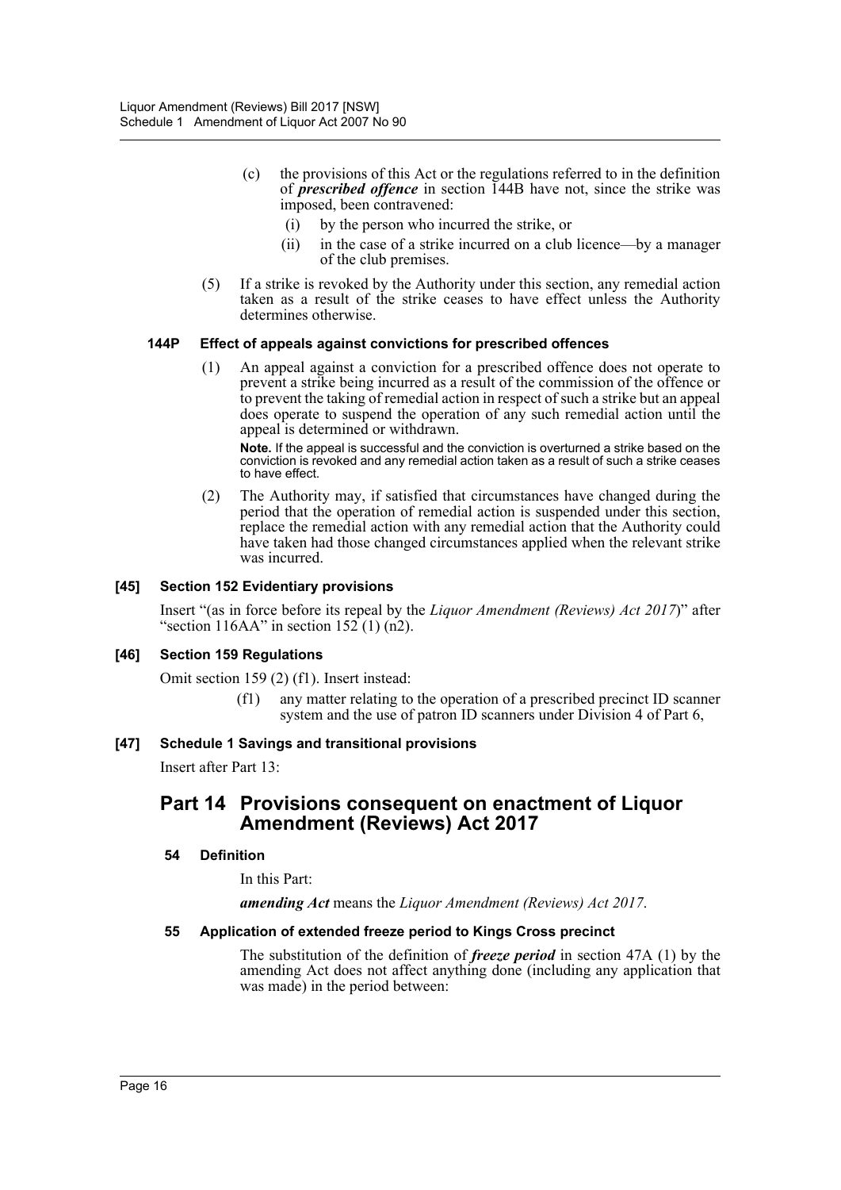(c) the provisions of this Act or the regulations referred to in the definition of ***prescribed offence*** in section 144B have not, since the strike was imposed, been contravened:

(i) by the person who incurred the strike, or

(ii) in the case of a strike incurred on a club licence—by a manager of the club premises.

(5) If a strike is revoked by the Authority under this section, any remedial action taken as a result of the strike ceases to have effect unless the Authority determines otherwise.

#### 144P Effect of appeals against convictions for prescribed offences

(1) An appeal against a conviction for a prescribed offence does not operate to prevent a strike being incurred as a result of the commission of the offence or to prevent the taking of remedial action in respect of such a strike but an appeal does operate to suspend the operation of any such remedial action until the appeal is determined or withdrawn.

**Note.** If the appeal is successful and the conviction is overturned a strike based on the conviction is revoked and any remedial action taken as a result of such a strike ceases to have effect.

(2) The Authority may, if satisfied that circumstances have changed during the period that the operation of remedial action is suspended under this section, replace the remedial action with any remedial action that the Authority could have taken had those changed circumstances applied when the relevant strike was incurred.

### [45] Section 152 Evidentiary provisions

Insert "(as in force before its repeal by the *Liquor Amendment (Reviews) Act 2017*)" after "section 116AA" in section 152 (1) (n2).

### [46] Section 159 Regulations

Omit section 159 (2) (f1). Insert instead:

(f1) any matter relating to the operation of a prescribed precinct ID scanner system and the use of patron ID scanners under Division 4 of Part 6,

### [47] Schedule 1 Savings and transitional provisions

Insert after Part 13:

## Part 14 Provisions consequent on enactment of Liquor Amendment (Reviews) Act 2017

#### 54 Definition

In this Part:

***amending Act*** means the *Liquor Amendment (Reviews) Act 2017*.

#### 55 Application of extended freeze period to Kings Cross precinct

The substitution of the definition of ***freeze period*** in section 47A (1) by the amending Act does not affect anything done (including any application that was made) in the period between: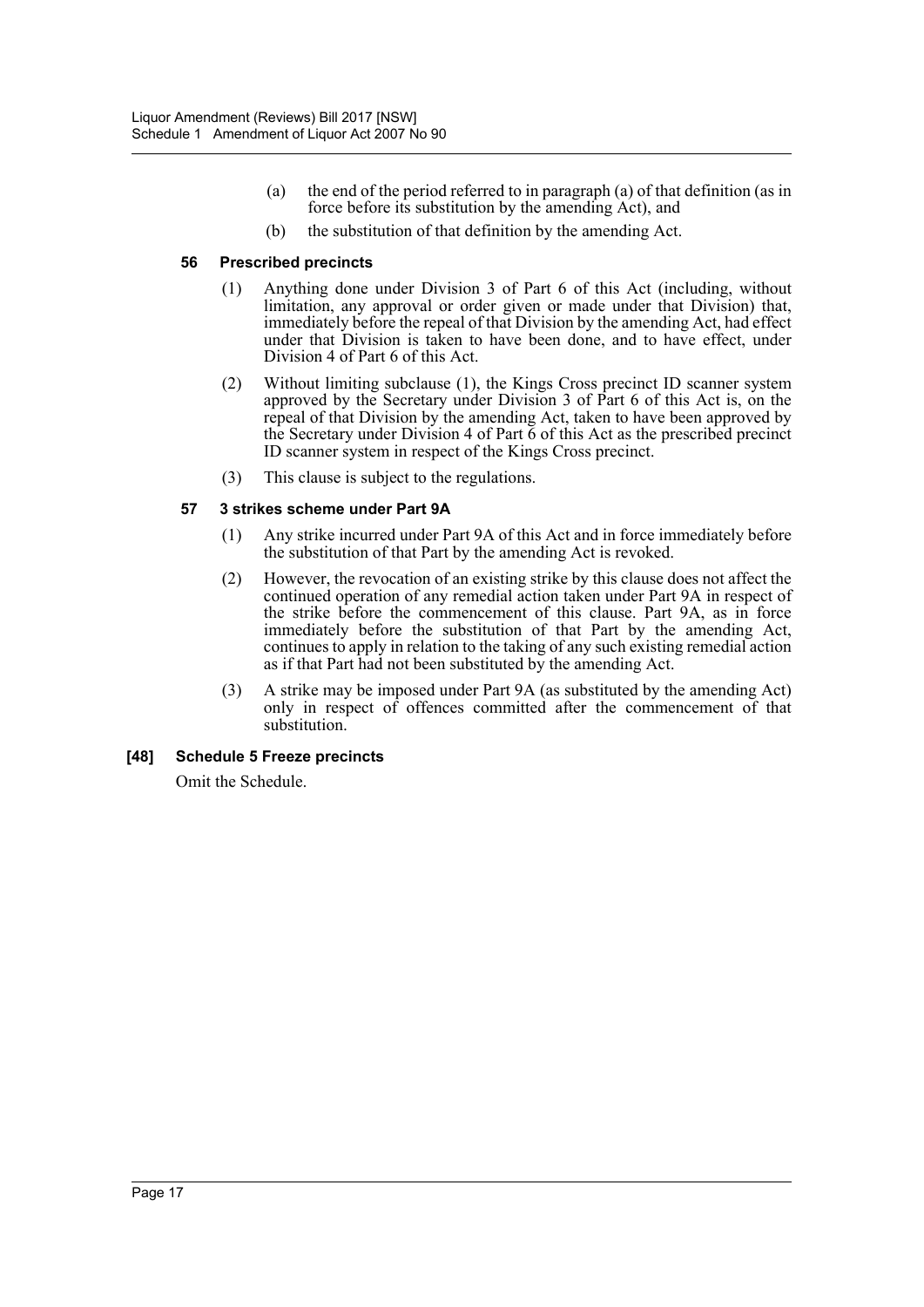(a) the end of the period referred to in paragraph (a) of that definition (as in force before its substitution by the amending Act), and

(b) the substitution of that definition by the amending Act.

**56 Prescribed precincts**

(1) Anything done under Division 3 of Part 6 of this Act (including, without limitation, any approval or order given or made under that Division) that, immediately before the repeal of that Division by the amending Act, had effect under that Division is taken to have been done, and to have effect, under Division 4 of Part 6 of this Act.

(2) Without limiting subclause (1), the Kings Cross precinct ID scanner system approved by the Secretary under Division 3 of Part 6 of this Act is, on the repeal of that Division by the amending Act, taken to have been approved by the Secretary under Division 4 of Part 6 of this Act as the prescribed precinct ID scanner system in respect of the Kings Cross precinct.

(3) This clause is subject to the regulations.

**57 3 strikes scheme under Part 9A**

(1) Any strike incurred under Part 9A of this Act and in force immediately before the substitution of that Part by the amending Act is revoked.

(2) However, the revocation of an existing strike by this clause does not affect the continued operation of any remedial action taken under Part 9A in respect of the strike before the commencement of this clause. Part 9A, as in force immediately before the substitution of that Part by the amending Act, continues to apply in relation to the taking of any such existing remedial action as if that Part had not been substituted by the amending Act.

(3) A strike may be imposed under Part 9A (as substituted by the amending Act) only in respect of offences committed after the commencement of that substitution.

**[48] Schedule 5 Freeze precincts**

Omit the Schedule.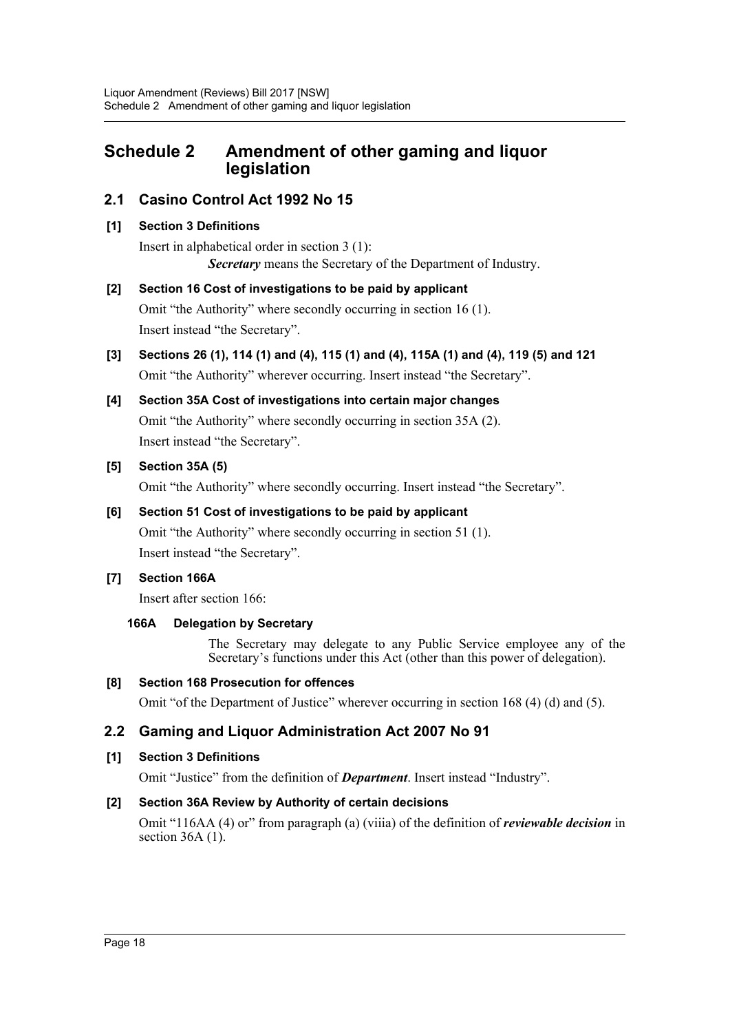# Schedule 2 Amendment of other gaming and liquor legislation

## 2.1 Casino Control Act 1992 No 15

### [1] Section 3 Definitions

Insert in alphabetical order in section 3 (1):

***Secretary*** means the Secretary of the Department of Industry.

### [2] Section 16 Cost of investigations to be paid by applicant

Omit "the Authority" where secondly occurring in section 16 (1).
Insert instead "the Secretary".

### [3] Sections 26 (1), 114 (1) and (4), 115 (1) and (4), 115A (1) and (4), 119 (5) and 121

Omit "the Authority" wherever occurring. Insert instead "the Secretary".

### [4] Section 35A Cost of investigations into certain major changes

Omit "the Authority" where secondly occurring in section 35A (2).
Insert instead "the Secretary".

### [5] Section 35A (5)

Omit "the Authority" where secondly occurring. Insert instead "the Secretary".

### [6] Section 51 Cost of investigations to be paid by applicant

Omit "the Authority" where secondly occurring in section 51 (1).
Insert instead "the Secretary".

### [7] Section 166A

Insert after section 166:

#### 166A Delegation by Secretary

The Secretary may delegate to any Public Service employee any of the Secretary's functions under this Act (other than this power of delegation).

### [8] Section 168 Prosecution for offences

Omit "of the Department of Justice" wherever occurring in section 168 (4) (d) and (5).

## 2.2 Gaming and Liquor Administration Act 2007 No 91

### [1] Section 3 Definitions

Omit "Justice" from the definition of ***Department***. Insert instead "Industry".

### [2] Section 36A Review by Authority of certain decisions

Omit "116AA (4) or" from paragraph (a) (viiia) of the definition of ***reviewable decision*** in section 36A (1).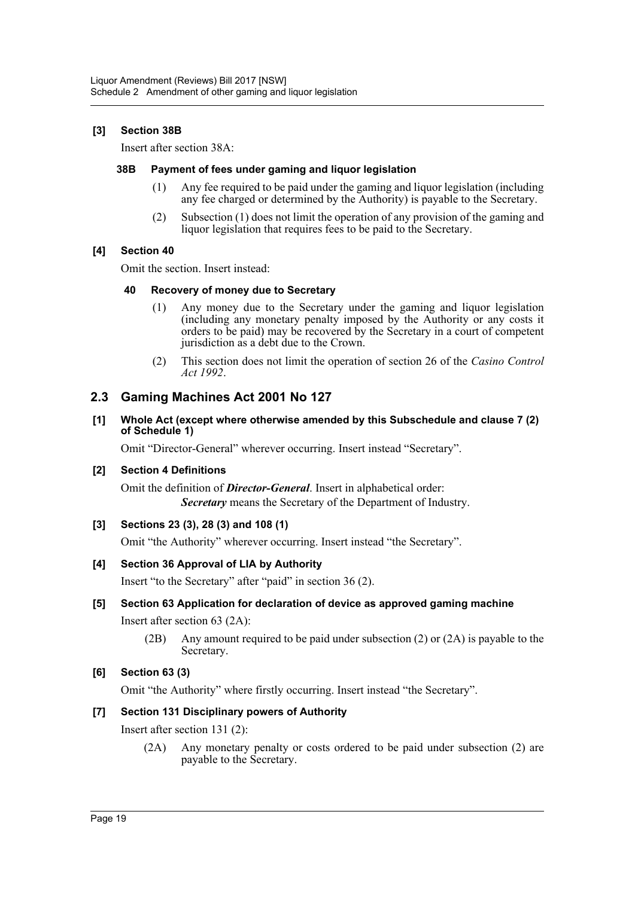**[3] Section 38B**

Insert after section 38A:

**38B Payment of fees under gaming and liquor legislation**

(1) Any fee required to be paid under the gaming and liquor legislation (including any fee charged or determined by the Authority) is payable to the Secretary.

(2) Subsection (1) does not limit the operation of any provision of the gaming and liquor legislation that requires fees to be paid to the Secretary.

**[4] Section 40**

Omit the section. Insert instead:

**40 Recovery of money due to Secretary**

(1) Any money due to the Secretary under the gaming and liquor legislation (including any monetary penalty imposed by the Authority or any costs it orders to be paid) may be recovered by the Secretary in a court of competent jurisdiction as a debt due to the Crown.

(2) This section does not limit the operation of section 26 of the *Casino Control Act 1992*.

## 2.3 Gaming Machines Act 2001 No 127

**[1] Whole Act (except where otherwise amended by this Subschedule and clause 7 (2) of Schedule 1)**

Omit "Director-General" wherever occurring. Insert instead "Secretary".

**[2] Section 4 Definitions**

Omit the definition of ***Director-General***. Insert in alphabetical order:

***Secretary*** means the Secretary of the Department of Industry.

**[3] Sections 23 (3), 28 (3) and 108 (1)**

Omit "the Authority" wherever occurring. Insert instead "the Secretary".

**[4] Section 36 Approval of LIA by Authority**

Insert "to the Secretary" after "paid" in section 36 (2).

**[5] Section 63 Application for declaration of device as approved gaming machine**

Insert after section 63 (2A):

(2B) Any amount required to be paid under subsection (2) or (2A) is payable to the Secretary.

**[6] Section 63 (3)**

Omit "the Authority" where firstly occurring. Insert instead "the Secretary".

**[7] Section 131 Disciplinary powers of Authority**

Insert after section 131 (2):

(2A) Any monetary penalty or costs ordered to be paid under subsection (2) are payable to the Secretary.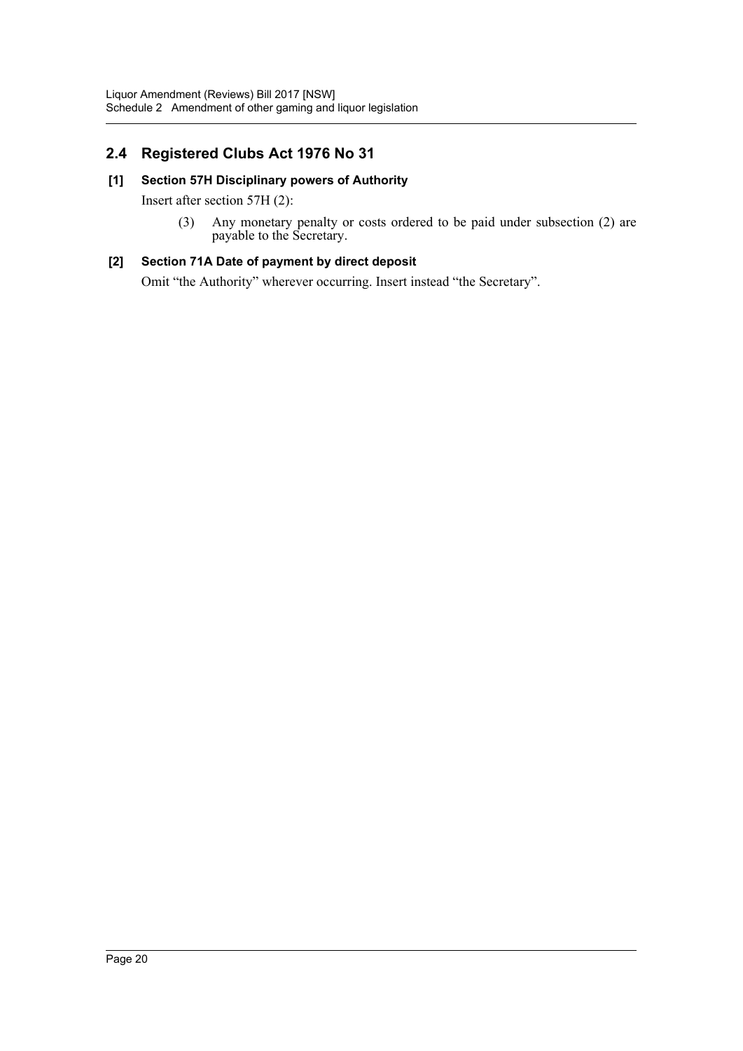## 2.4 Registered Clubs Act 1976 No 31

### [1] Section 57H Disciplinary powers of Authority

Insert after section 57H (2):

(3) Any monetary penalty or costs ordered to be paid under subsection (2) are payable to the Secretary.

### [2] Section 71A Date of payment by direct deposit

Omit “the Authority” wherever occurring. Insert instead “the Secretary”.